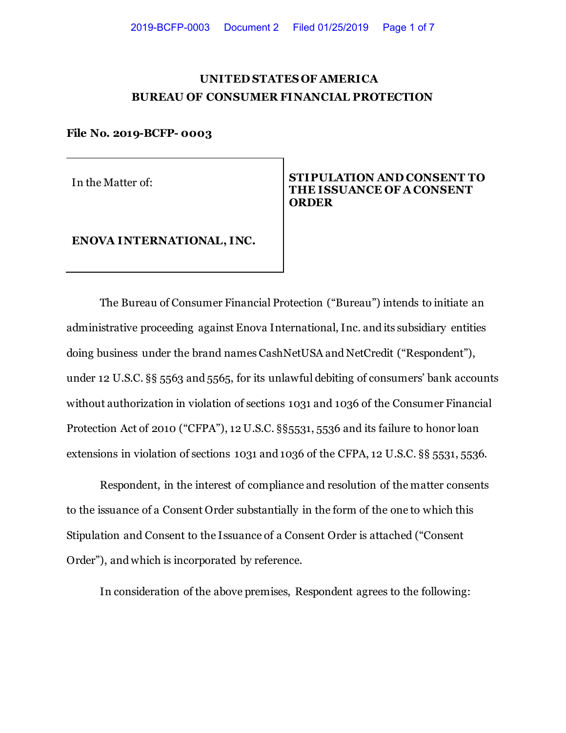# UNITED STATES OF AMERICA
# BUREAU OF CONSUMER FINANCIAL PROTECTION

**File No. 2019-BCFP- 0003**

| In the Matter of: **ENOVA INTERNATIONAL, INC.** | **STIPULATION AND CONSENT TO THE ISSUANCE OF A CONSENT ORDER** |
|---|---|

The Bureau of Consumer Financial Protection ("Bureau") intends to initiate an administrative proceeding against Enova International, Inc. and its subsidiary entities doing business under the brand names CashNetUSA and NetCredit ("Respondent"), under 12 U.S.C. §§ 5563 and 5565, for its unlawful debiting of consumers' bank accounts without authorization in violation of sections 1031 and 1036 of the Consumer Financial Protection Act of 2010 ("CFPA"), 12 U.S.C. §§5531, 5536 and its failure to honor loan extensions in violation of sections 1031 and 1036 of the CFPA, 12 U.S.C. §§ 5531, 5536.

Respondent, in the interest of compliance and resolution of the matter consents to the issuance of a Consent Order substantially in the form of the one to which this Stipulation and Consent to the Issuance of a Consent Order is attached ("Consent Order"), and which is incorporated by reference.

In consideration of the above premises, Respondent agrees to the following: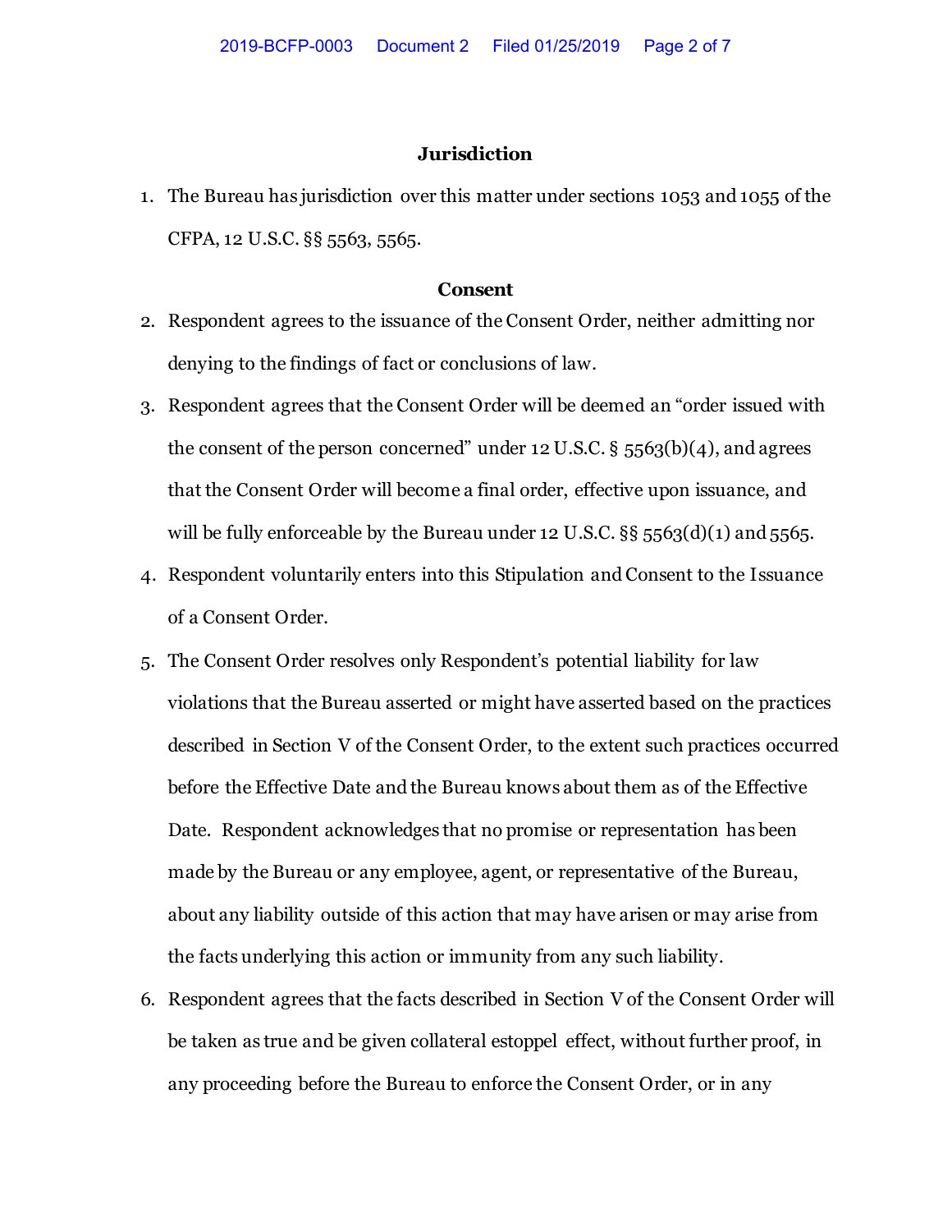## Jurisdiction

1. The Bureau has jurisdiction over this matter under sections 1053 and 1055 of the CFPA, 12 U.S.C. §§ 5563, 5565.

## Consent

2. Respondent agrees to the issuance of the Consent Order, neither admitting nor denying to the findings of fact or conclusions of law.
3. Respondent agrees that the Consent Order will be deemed an "order issued with the consent of the person concerned" under 12 U.S.C. § 5563(b)(4), and agrees that the Consent Order will become a final order, effective upon issuance, and will be fully enforceable by the Bureau under 12 U.S.C. §§ 5563(d)(1) and 5565.
4. Respondent voluntarily enters into this Stipulation and Consent to the Issuance of a Consent Order.
5. The Consent Order resolves only Respondent's potential liability for law violations that the Bureau asserted or might have asserted based on the practices described in Section V of the Consent Order, to the extent such practices occurred before the Effective Date and the Bureau knows about them as of the Effective Date. Respondent acknowledges that no promise or representation has been made by the Bureau or any employee, agent, or representative of the Bureau, about any liability outside of this action that may have arisen or may arise from the facts underlying this action or immunity from any such liability.
6. Respondent agrees that the facts described in Section V of the Consent Order will be taken as true and be given collateral estoppel effect, without further proof, in any proceeding before the Bureau to enforce the Consent Order, or in any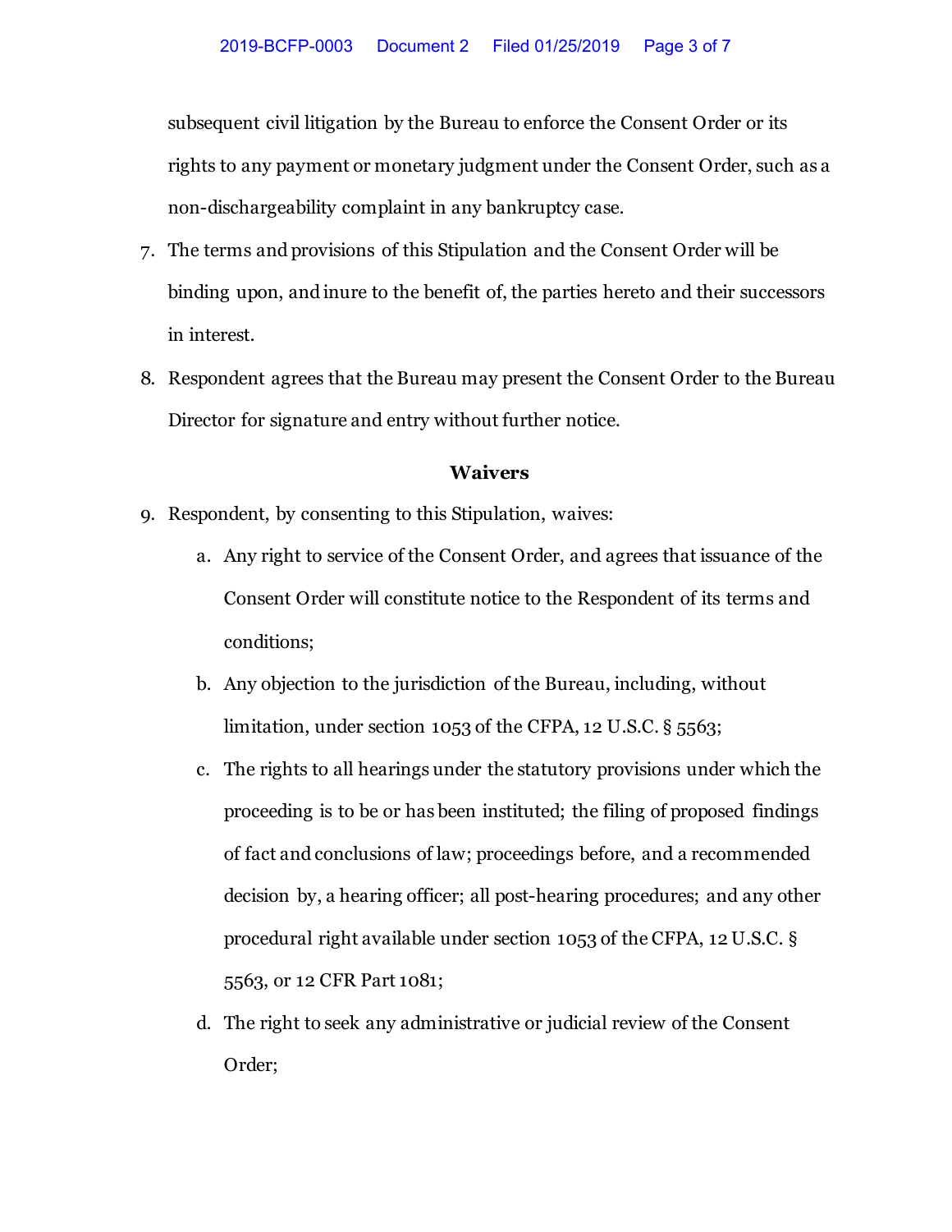subsequent civil litigation by the Bureau to enforce the Consent Order or its rights to any payment or monetary judgment under the Consent Order, such as a non-dischargeability complaint in any bankruptcy case.

7. The terms and provisions of this Stipulation and the Consent Order will be binding upon, and inure to the benefit of, the parties hereto and their successors in interest.
8. Respondent agrees that the Bureau may present the Consent Order to the Bureau Director for signature and entry without further notice.

### Waivers

9. Respondent, by consenting to this Stipulation, waives:
    a. Any right to service of the Consent Order, and agrees that issuance of the Consent Order will constitute notice to the Respondent of its terms and conditions;
    b. Any objection to the jurisdiction of the Bureau, including, without limitation, under section 1053 of the CFPA, 12 U.S.C. § 5563;
    c. The rights to all hearings under the statutory provisions under which the proceeding is to be or has been instituted; the filing of proposed findings of fact and conclusions of law; proceedings before, and a recommended decision by, a hearing officer; all post-hearing procedures; and any other procedural right available under section 1053 of the CFPA, 12 U.S.C. § 5563, or 12 CFR Part 1081;
    d. The right to seek any administrative or judicial review of the Consent Order;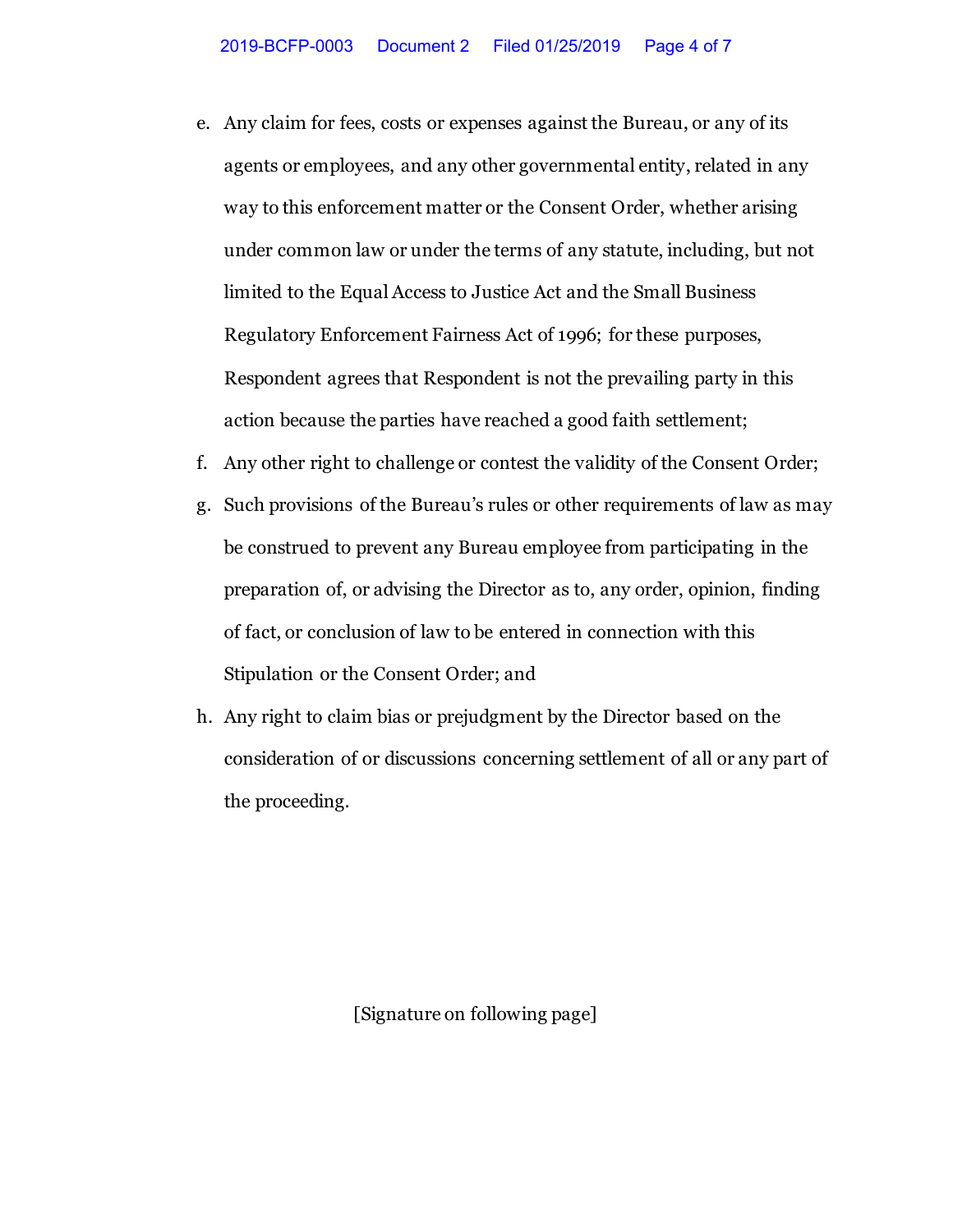e. Any claim for fees, costs or expenses against the Bureau, or any of its agents or employees, and any other governmental entity, related in any way to this enforcement matter or the Consent Order, whether arising under common law or under the terms of any statute, including, but not limited to the Equal Access to Justice Act and the Small Business Regulatory Enforcement Fairness Act of 1996; for these purposes, Respondent agrees that Respondent is not the prevailing party in this action because the parties have reached a good faith settlement;

f. Any other right to challenge or contest the validity of the Consent Order;

g. Such provisions of the Bureau's rules or other requirements of law as may be construed to prevent any Bureau employee from participating in the preparation of, or advising the Director as to, any order, opinion, finding of fact, or conclusion of law to be entered in connection with this Stipulation or the Consent Order; and

h. Any right to claim bias or prejudgment by the Director based on the consideration of or discussions concerning settlement of all or any part of the proceeding.

[Signature on following page]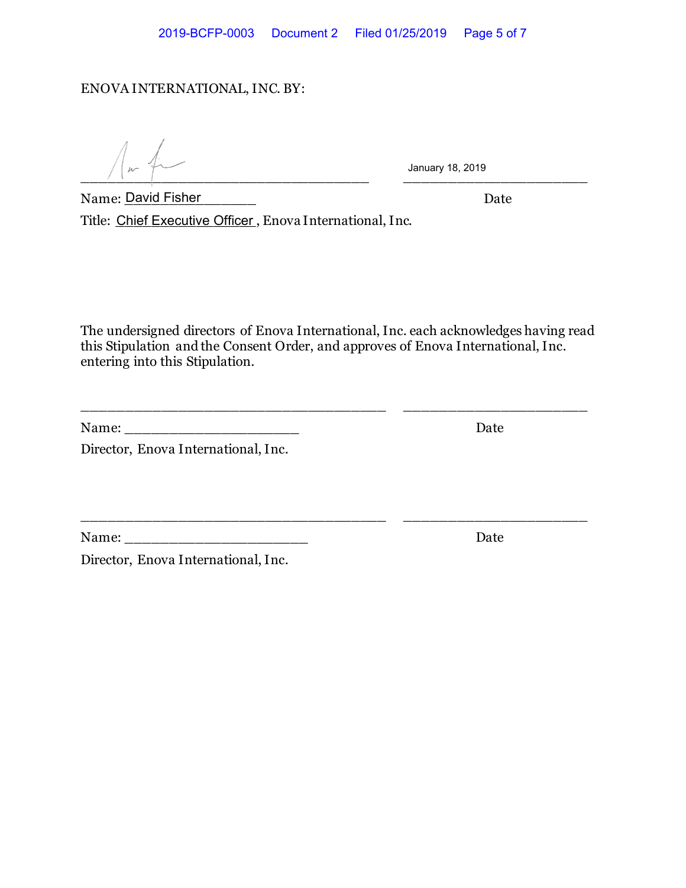ENOVA INTERNATIONAL, INC. BY:

_______________________________________ January 18, 2019

Name: David Fisher Date

Title: Chief Executive Officer, Enova International, Inc.

The undersigned directors of Enova International, Inc. each acknowledges having read this Stipulation and the Consent Order, and approves of Enova International, Inc. entering into this Stipulation.

_______________________________________ ________________________

Name: ______________________ Date

Director, Enova International, Inc.

_______________________________________ ________________________

Name: _______________________ Date

Director, Enova International, Inc.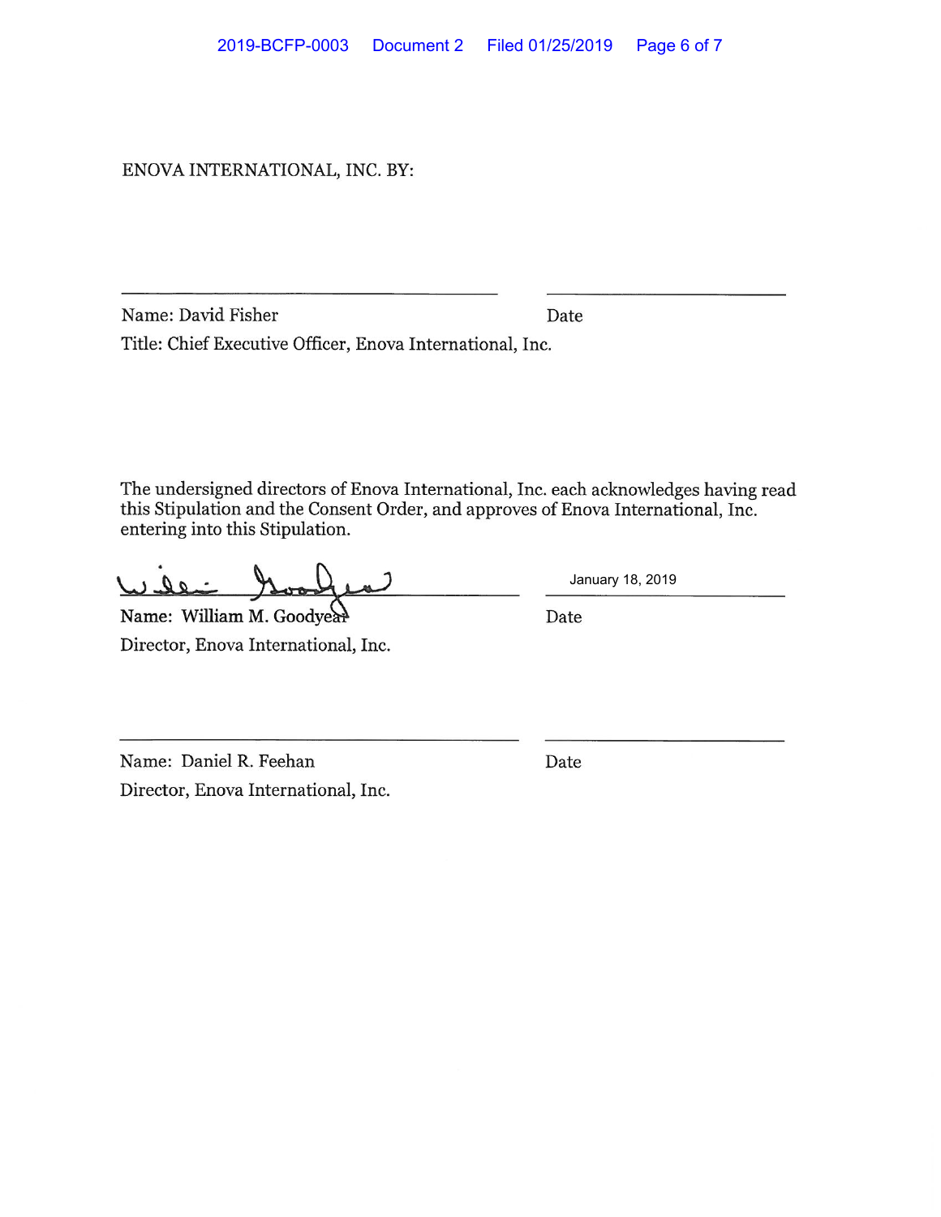ENOVA INTERNATIONAL, INC. BY:

\_\_\_\_\_\_\_\_\_\_\_\_\_\_\_\_\_\_\_\_\_\_\_\_\_\_\_\_\_\_\_\_\_\_\_\_\_\_\_\_ \_\_\_\_\_\_\_\_\_\_\_\_\_\_\_\_\_\_\_\_\_\_\_\_\_\_

Name: David Fisher Date

Title: Chief Executive Officer, Enova International, Inc.

The undersigned directors of Enova International, Inc. each acknowledges having read this Stipulation and the Consent Order, and approves of Enova International, Inc. entering into this Stipulation.

[Signature] January 18, 2019

Name: William M. Goodyear Date

Director, Enova International, Inc.

\_\_\_\_\_\_\_\_\_\_\_\_\_\_\_\_\_\_\_\_\_\_\_\_\_\_\_\_\_\_\_\_\_\_\_\_\_\_\_\_ \_\_\_\_\_\_\_\_\_\_\_\_\_\_\_\_\_\_\_\_\_\_\_\_\_\_

Name: Daniel R. Feehan Date

Director, Enova International, Inc.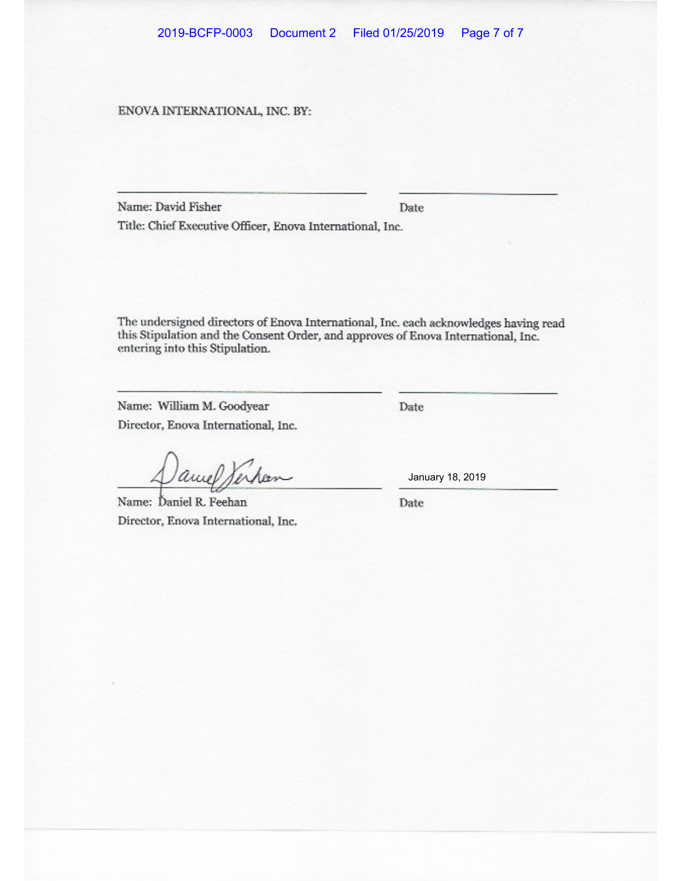ENOVA INTERNATIONAL, INC. BY:

\_\_\_\_\_\_\_\_\_\_\_\_\_\_\_\_\_\_\_\_\_\_\_\_\_\_\_\_\_\_ \_\_\_\_\_\_\_\_\_\_\_\_\_\_\_\_\_\_\_\_

Name: David Fisher Date

Title: Chief Executive Officer, Enova International, Inc.

The undersigned directors of Enova International, Inc. each acknowledges having read this Stipulation and the Consent Order, and approves of Enova International, Inc. entering into this Stipulation.

\_\_\_\_\_\_\_\_\_\_\_\_\_\_\_\_\_\_\_\_\_\_\_\_\_\_\_\_\_\_ \_\_\_\_\_\_\_\_\_\_\_\_\_\_\_\_\_\_\_\_

Name: William M. Goodyear Date

Director, Enova International, Inc.

\_\_\_\_\_\_\_\_\_\_\_\_\_\_\_\_\_\_\_\_\_\_\_\_\_\_\_\_\_\_ January 18, 2019

Name: Daniel R. Feehan Date

Director, Enova International, Inc.